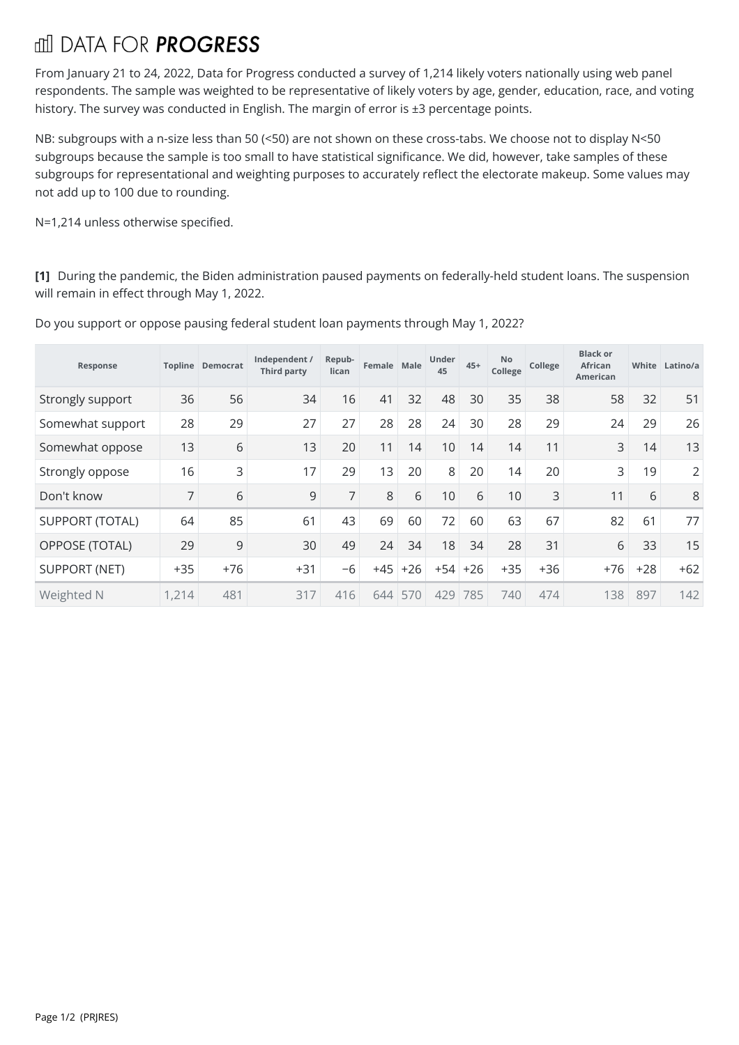# DATA FOR *PROGRESS*

From January 21 to 24, 2022, Data for Progress conducted a survey of 1,214 likely voters nationally using web panel respondents. The sample was weighted to be representative of likely voters by age, gender, education, race, and voting history. The survey was conducted in English. The margin of error is ±3 percentage points.

NB: subgroups with a n-size less than 50 (<50) are not shown on these cross-tabs. We choose not to display N<50 subgroups because the sample is too small to have statistical significance. We did, however, take samples of these subgroups for representational and weighting purposes to accurately reflect the electorate makeup. Some values may not add up to 100 due to rounding.

N=1,214 unless otherwise specified.

**[1]** During the pandemic, the Biden administration paused payments on federally-held student loans. The suspension will remain in effect through May 1, 2022.

Do you support or oppose pausing federal student loan payments through May 1, 2022?

| Response | Topline | Democrat | Independent / Third party | Repub-lican | Female | Male | Under 45 | 45+ | No College | College | Black or African American | White | Latino/a |
|---|---|---|---|---|---|---|---|---|---|---|---|---|---|
| Strongly support | 36 | 56 | 34 | 16 | 41 | 32 | 48 | 30 | 35 | 38 | 58 | 32 | 51 |
| Somewhat support | 28 | 29 | 27 | 27 | 28 | 28 | 24 | 30 | 28 | 29 | 24 | 29 | 26 |
| Somewhat oppose | 13 | 6 | 13 | 20 | 11 | 14 | 10 | 14 | 14 | 11 | 3 | 14 | 13 |
| Strongly oppose | 16 | 3 | 17 | 29 | 13 | 20 | 8 | 20 | 14 | 20 | 3 | 19 | 2 |
| Don't know | 7 | 6 | 9 | 7 | 8 | 6 | 10 | 6 | 10 | 3 | 11 | 6 | 8 |
| SUPPORT (TOTAL) | 64 | 85 | 61 | 43 | 69 | 60 | 72 | 60 | 63 | 67 | 82 | 61 | 77 |
| OPPOSE (TOTAL) | 29 | 9 | 30 | 49 | 24 | 34 | 18 | 34 | 28 | 31 | 6 | 33 | 15 |
| SUPPORT (NET) | +35 | +76 | +31 | −6 | +45 | +26 | +54 | +26 | +35 | +36 | +76 | +28 | +62 |
| Weighted N | 1,214 | 481 | 317 | 416 | 644 | 570 | 429 | 785 | 740 | 474 | 138 | 897 | 142 |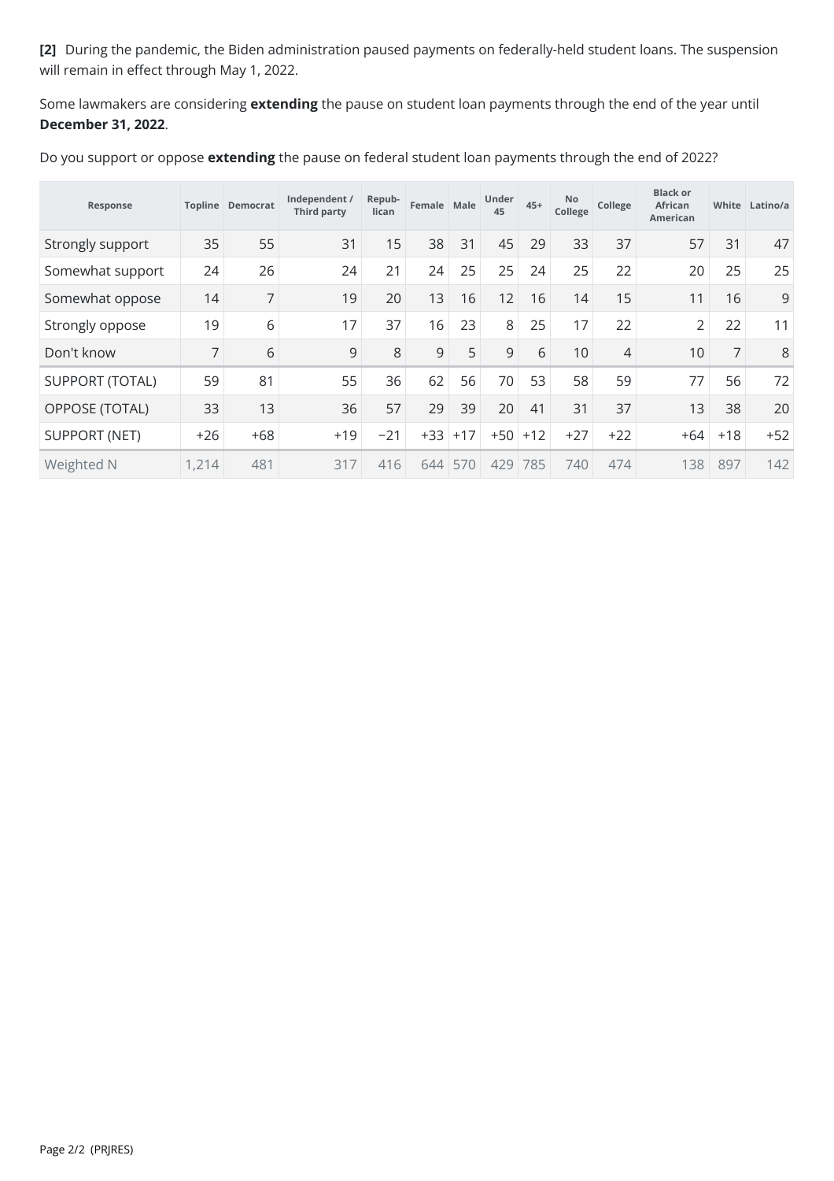**[2]** During the pandemic, the Biden administration paused payments on federally-held student loans. The suspension will remain in effect through May 1, 2022.

Some lawmakers are considering **extending** the pause on student loan payments through the end of the year until **December 31, 2022**.

Do you support or oppose **extending** the pause on federal student loan payments through the end of 2022?

| Response | Topline | Democrat | Independent / Third party | Repub-lican | Female | Male | Under 45 | 45+ | No College | College | Black or African American | White | Latino/a |
|---|---|---|---|---|---|---|---|---|---|---|---|---|---|
| Strongly support | 35 | 55 | 31 | 15 | 38 | 31 | 45 | 29 | 33 | 37 | 57 | 31 | 47 |
| Somewhat support | 24 | 26 | 24 | 21 | 24 | 25 | 25 | 24 | 25 | 22 | 20 | 25 | 25 |
| Somewhat oppose | 14 | 7 | 19 | 20 | 13 | 16 | 12 | 16 | 14 | 15 | 11 | 16 | 9 |
| Strongly oppose | 19 | 6 | 17 | 37 | 16 | 23 | 8 | 25 | 17 | 22 | 2 | 22 | 11 |
| Don't know | 7 | 6 | 9 | 8 | 9 | 5 | 9 | 6 | 10 | 4 | 10 | 7 | 8 |
| SUPPORT (TOTAL) | 59 | 81 | 55 | 36 | 62 | 56 | 70 | 53 | 58 | 59 | 77 | 56 | 72 |
| OPPOSE (TOTAL) | 33 | 13 | 36 | 57 | 29 | 39 | 20 | 41 | 31 | 37 | 13 | 38 | 20 |
| SUPPORT (NET) | +26 | +68 | +19 | −21 | +33 | +17 | +50 | +12 | +27 | +22 | +64 | +18 | +52 |
| Weighted N | 1,214 | 481 | 317 | 416 | 644 | 570 | 429 | 785 | 740 | 474 | 138 | 897 | 142 |

(PRJRES)